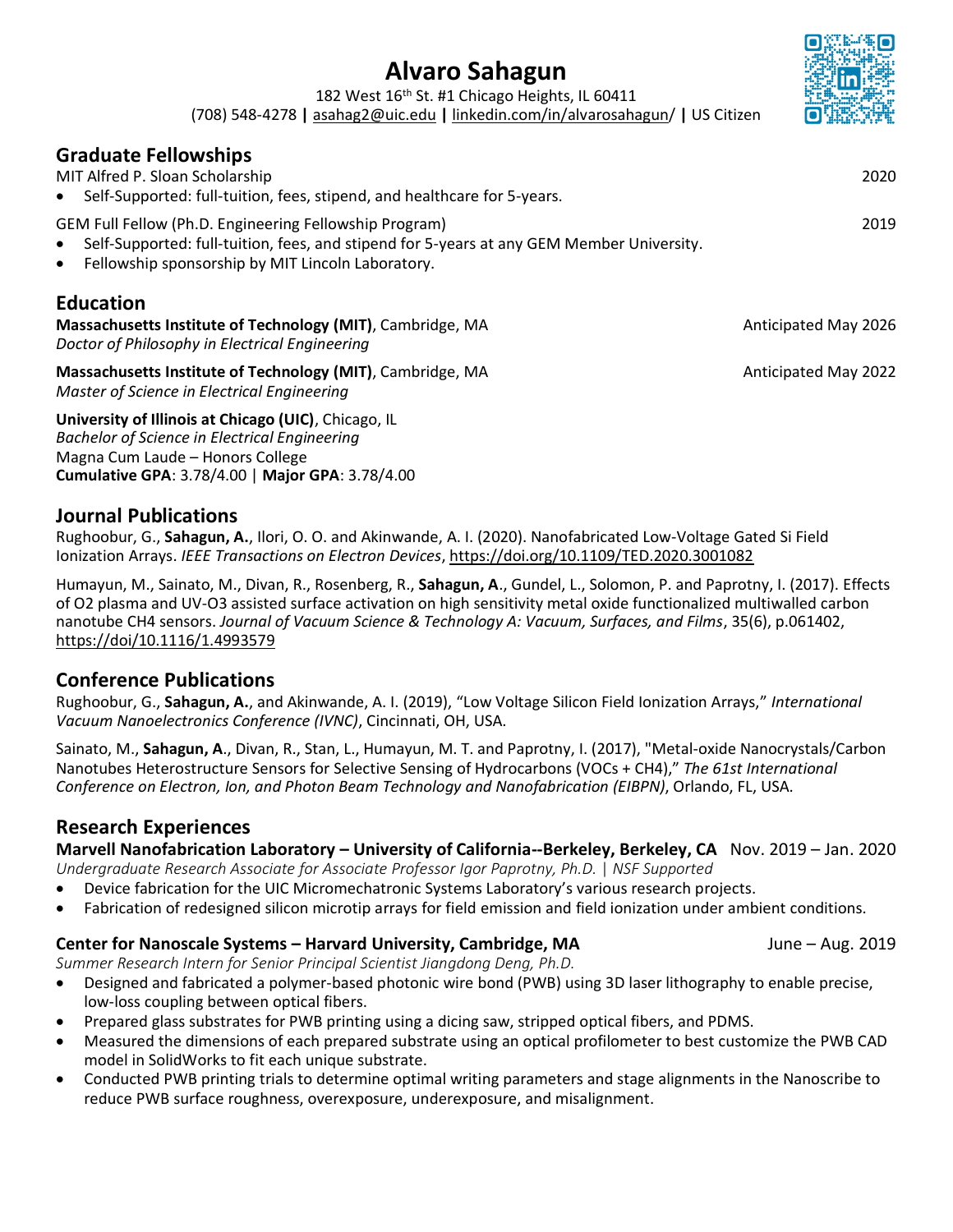# Alvaro Sahagun

182 West 16th St. #1 Chicago Heights, IL 60411
(708) 548-4278 **|** asahag2@uic.edu **|** linkedin.com/in/alvarosahagun/ **|** US Citizen

## Graduate Fellowships

MIT Alfred P. Sloan Scholarship — 2020

- Self-Supported: full-tuition, fees, stipend, and healthcare for 5-years.

GEM Full Fellow (Ph.D. Engineering Fellowship Program) — 2019

- Self-Supported: full-tuition, fees, and stipend for 5-years at any GEM Member University.
- Fellowship sponsorship by MIT Lincoln Laboratory.

## Education

**Massachusetts Institute of Technology (MIT)**, Cambridge, MA — Anticipated May 2026
*Doctor of Philosophy in Electrical Engineering*

**Massachusetts Institute of Technology (MIT)**, Cambridge, MA — Anticipated May 2022
*Master of Science in Electrical Engineering*

**University of Illinois at Chicago (UIC)**, Chicago, IL
*Bachelor of Science in Electrical Engineering*
Magna Cum Laude – Honors College
**Cumulative GPA**: 3.78/4.00 | **Major GPA**: 3.78/4.00

## Journal Publications

Rughoobur, G., **Sahagun, A.**, Ilori, O. O. and Akinwande, A. I. (2020). Nanofabricated Low-Voltage Gated Si Field Ionization Arrays. *IEEE Transactions on Electron Devices*, https://doi.org/10.1109/TED.2020.3001082

Humayun, M., Sainato, M., Divan, R., Rosenberg, R., **Sahagun, A**., Gundel, L., Solomon, P. and Paprotny, I. (2017). Effects of O2 plasma and UV-O3 assisted surface activation on high sensitivity metal oxide functionalized multiwalled carbon nanotube CH4 sensors. *Journal of Vacuum Science & Technology A: Vacuum, Surfaces, and Films*, 35(6), p.061402, https://doi/10.1116/1.4993579

## Conference Publications

Rughoobur, G., **Sahagun, A.**, and Akinwande, A. I. (2019), "Low Voltage Silicon Field Ionization Arrays," *International Vacuum Nanoelectronics Conference (IVNC)*, Cincinnati, OH, USA.

Sainato, M., **Sahagun, A**., Divan, R., Stan, L., Humayun, M. T. and Paprotny, I. (2017), "Metal-oxide Nanocrystals/Carbon Nanotubes Heterostructure Sensors for Selective Sensing of Hydrocarbons (VOCs + CH4)," *The 61st International Conference on Electron, Ion, and Photon Beam Technology and Nanofabrication (EIBPN)*, Orlando, FL, USA.

## Research Experiences

**Marvell Nanofabrication Laboratory – University of California--Berkeley, Berkeley, CA** — Nov. 2019 – Jan. 2020
*Undergraduate Research Associate for Associate Professor Igor Paprotny, Ph.D. | NSF Supported*

- Device fabrication for the UIC Micromechatronic Systems Laboratory's various research projects.
- Fabrication of redesigned silicon microtip arrays for field emission and field ionization under ambient conditions.

**Center for Nanoscale Systems – Harvard University, Cambridge, MA** — June – Aug. 2019
*Summer Research Intern for Senior Principal Scientist Jiangdong Deng, Ph.D.*

- Designed and fabricated a polymer-based photonic wire bond (PWB) using 3D laser lithography to enable precise, low-loss coupling between optical fibers.
- Prepared glass substrates for PWB printing using a dicing saw, stripped optical fibers, and PDMS.
- Measured the dimensions of each prepared substrate using an optical profilometer to best customize the PWB CAD model in SolidWorks to fit each unique substrate.
- Conducted PWB printing trials to determine optimal writing parameters and stage alignments in the Nanoscribe to reduce PWB surface roughness, overexposure, underexposure, and misalignment.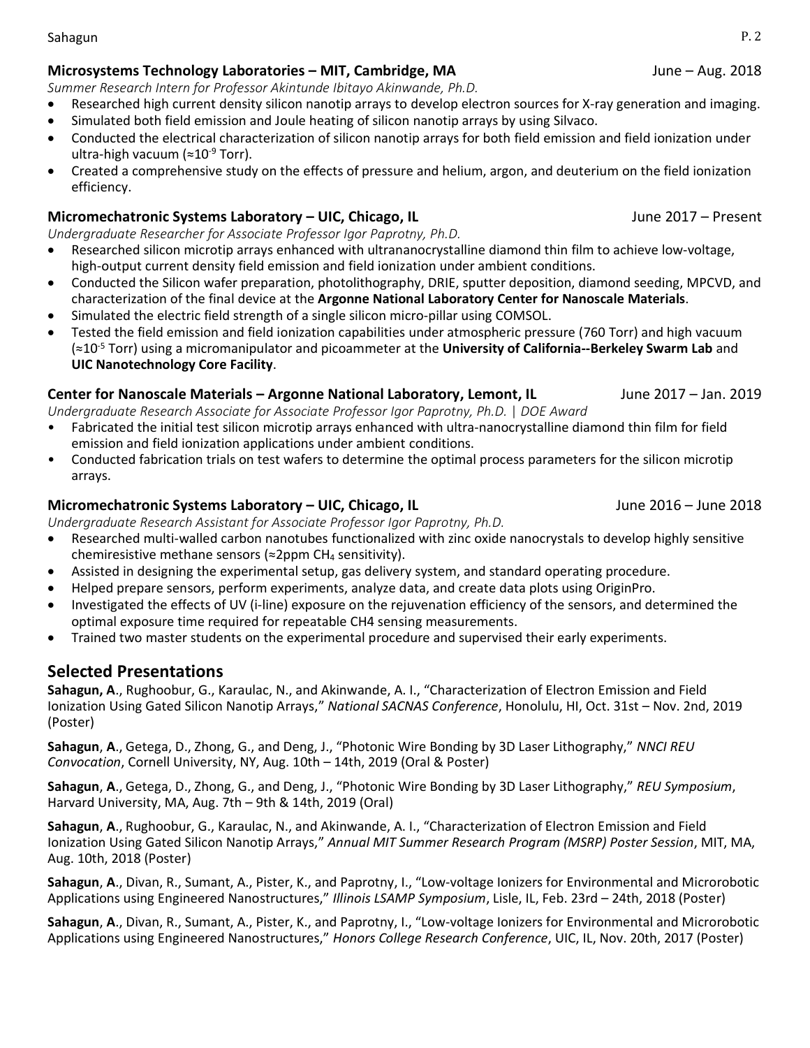**Microsystems Technology Laboratories – MIT, Cambridge, MA** June – Aug. 2018

*Summer Research Intern for Professor Akintunde Ibitayo Akinwande, Ph.D.*

- Researched high current density silicon nanotip arrays to develop electron sources for X-ray generation and imaging.
- Simulated both field emission and Joule heating of silicon nanotip arrays by using Silvaco.
- Conducted the electrical characterization of silicon nanotip arrays for both field emission and field ionization under ultra-high vacuum (≈$10^{-9}$ Torr).
- Created a comprehensive study on the effects of pressure and helium, argon, and deuterium on the field ionization efficiency.

**Micromechatronic Systems Laboratory – UIC, Chicago, IL** June 2017 – Present

*Undergraduate Researcher for Associate Professor Igor Paprotny, Ph.D.*

- Researched silicon microtip arrays enhanced with ultrananocrystalline diamond thin film to achieve low-voltage, high-output current density field emission and field ionization under ambient conditions.
- Conducted the Silicon wafer preparation, photolithography, DRIE, sputter deposition, diamond seeding, MPCVD, and characterization of the final device at the **Argonne National Laboratory Center for Nanoscale Materials**.
- Simulated the electric field strength of a single silicon micro-pillar using COMSOL.
- Tested the field emission and field ionization capabilities under atmospheric pressure (760 Torr) and high vacuum (≈$10^{-5}$ Torr) using a micromanipulator and picoammeter at the **University of California--Berkeley Swarm Lab** and **UIC Nanotechnology Core Facility**.

**Center for Nanoscale Materials – Argonne National Laboratory, Lemont, IL** June 2017 – Jan. 2019

*Undergraduate Research Associate for Associate Professor Igor Paprotny, Ph.D. | DOE Award*

- Fabricated the initial test silicon microtip arrays enhanced with ultra-nanocrystalline diamond thin film for field emission and field ionization applications under ambient conditions.
- Conducted fabrication trials on test wafers to determine the optimal process parameters for the silicon microtip arrays.

**Micromechatronic Systems Laboratory – UIC, Chicago, IL** June 2016 – June 2018

*Undergraduate Research Assistant for Associate Professor Igor Paprotny, Ph.D.*

- Researched multi-walled carbon nanotubes functionalized with zinc oxide nanocrystals to develop highly sensitive chemiresistive methane sensors (≈2ppm $CH_4$ sensitivity).
- Assisted in designing the experimental setup, gas delivery system, and standard operating procedure.
- Helped prepare sensors, perform experiments, analyze data, and create data plots using OriginPro.
- Investigated the effects of UV (i-line) exposure on the rejuvenation efficiency of the sensors, and determined the optimal exposure time required for repeatable CH4 sensing measurements.
- Trained two master students on the experimental procedure and supervised their early experiments.

## Selected Presentations

**Sahagun, A**., Rughoobur, G., Karaulac, N., and Akinwande, A. I., "Characterization of Electron Emission and Field Ionization Using Gated Silicon Nanotip Arrays," *National SACNAS Conference*, Honolulu, HI, Oct. 31st – Nov. 2nd, 2019 (Poster)

**Sahagun**, **A**., Getega, D., Zhong, G., and Deng, J., "Photonic Wire Bonding by 3D Laser Lithography," *NNCI REU Convocation*, Cornell University, NY, Aug. 10th – 14th, 2019 (Oral & Poster)

**Sahagun**, **A**., Getega, D., Zhong, G., and Deng, J., "Photonic Wire Bonding by 3D Laser Lithography," *REU Symposium*, Harvard University, MA, Aug. 7th – 9th & 14th, 2019 (Oral)

**Sahagun**, **A**., Rughoobur, G., Karaulac, N., and Akinwande, A. I., "Characterization of Electron Emission and Field Ionization Using Gated Silicon Nanotip Arrays," *Annual MIT Summer Research Program (MSRP) Poster Session*, MIT, MA, Aug. 10th, 2018 (Poster)

**Sahagun**, **A**., Divan, R., Sumant, A., Pister, K., and Paprotny, I., "Low-voltage Ionizers for Environmental and Microrobotic Applications using Engineered Nanostructures," *Illinois LSAMP Symposium*, Lisle, IL, Feb. 23rd – 24th, 2018 (Poster)

**Sahagun**, **A**., Divan, R., Sumant, A., Pister, K., and Paprotny, I., "Low-voltage Ionizers for Environmental and Microrobotic Applications using Engineered Nanostructures," *Honors College Research Conference*, UIC, IL, Nov. 20th, 2017 (Poster)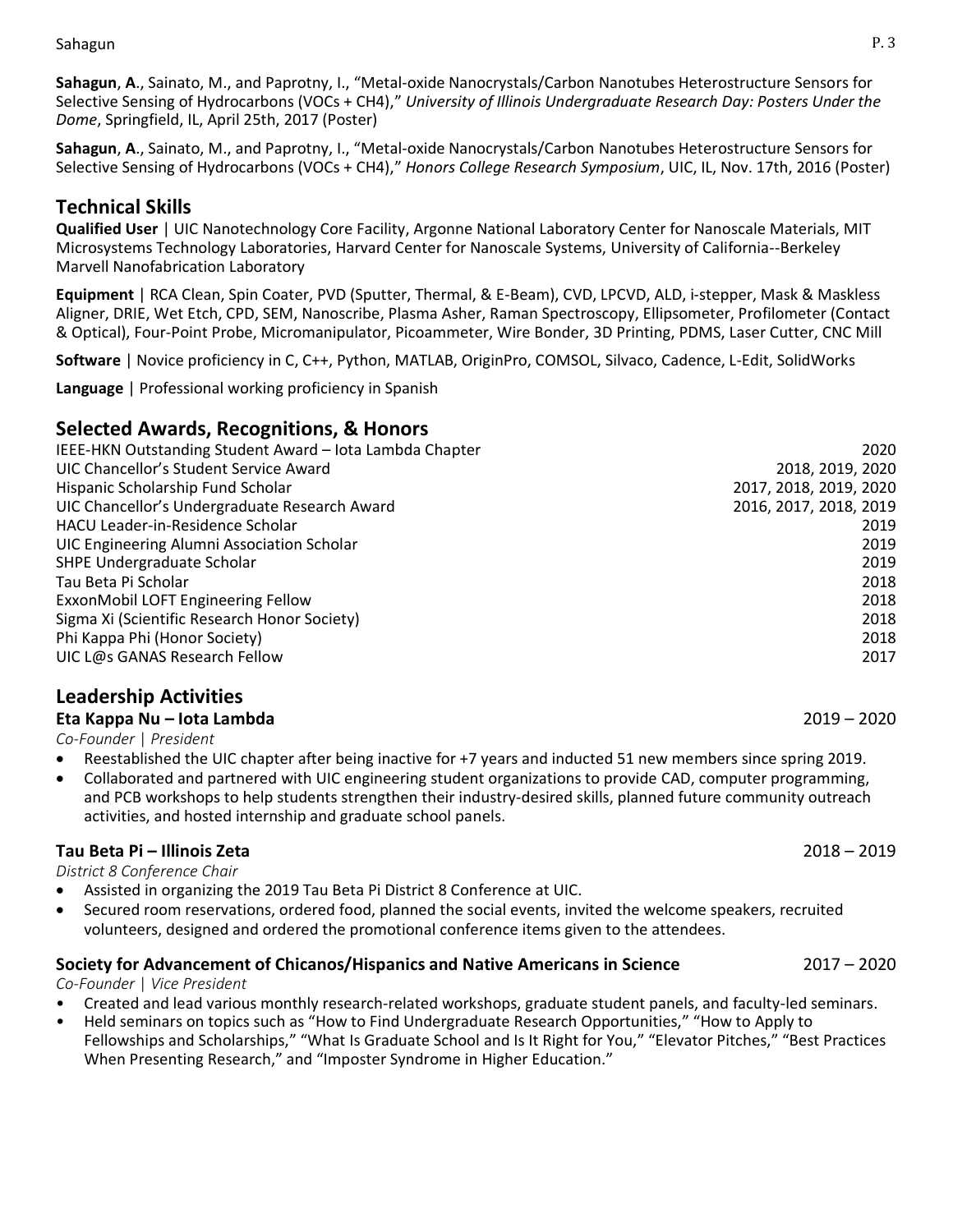**Sahagun**, **A**., Sainato, M., and Paprotny, I., "Metal-oxide Nanocrystals/Carbon Nanotubes Heterostructure Sensors for Selective Sensing of Hydrocarbons (VOCs + CH4)," *University of Illinois Undergraduate Research Day: Posters Under the Dome*, Springfield, IL, April 25th, 2017 (Poster)

**Sahagun**, **A**., Sainato, M., and Paprotny, I., "Metal-oxide Nanocrystals/Carbon Nanotubes Heterostructure Sensors for Selective Sensing of Hydrocarbons (VOCs + CH4)," *Honors College Research Symposium*, UIC, IL, Nov. 17th, 2016 (Poster)

## Technical Skills

**Qualified User** | UIC Nanotechnology Core Facility, Argonne National Laboratory Center for Nanoscale Materials, MIT Microsystems Technology Laboratories, Harvard Center for Nanoscale Systems, University of California--Berkeley Marvell Nanofabrication Laboratory

**Equipment** | RCA Clean, Spin Coater, PVD (Sputter, Thermal, & E-Beam), CVD, LPCVD, ALD, i-stepper, Mask & Maskless Aligner, DRIE, Wet Etch, CPD, SEM, Nanoscribe, Plasma Asher, Raman Spectroscopy, Ellipsometer, Profilometer (Contact & Optical), Four-Point Probe, Micromanipulator, Picoammeter, Wire Bonder, 3D Printing, PDMS, Laser Cutter, CNC Mill

**Software** | Novice proficiency in C, C++, Python, MATLAB, OriginPro, COMSOL, Silvaco, Cadence, L-Edit, SolidWorks

**Language** | Professional working proficiency in Spanish

## Selected Awards, Recognitions, & Honors

IEEE-HKN Outstanding Student Award – Iota Lambda Chapter — 2020
UIC Chancellor's Student Service Award — 2018, 2019, 2020
Hispanic Scholarship Fund Scholar — 2017, 2018, 2019, 2020
UIC Chancellor's Undergraduate Research Award — 2016, 2017, 2018, 2019
HACU Leader-in-Residence Scholar — 2019
UIC Engineering Alumni Association Scholar — 2019
SHPE Undergraduate Scholar — 2019
Tau Beta Pi Scholar — 2018
ExxonMobil LOFT Engineering Fellow — 2018
Sigma Xi (Scientific Research Honor Society) — 2018
Phi Kappa Phi (Honor Society) — 2018
UIC L@s GANAS Research Fellow — 2017

## Leadership Activities

**Eta Kappa Nu – Iota Lambda** — 2019 – 2020

*Co-Founder | President*

- Reestablished the UIC chapter after being inactive for +7 years and inducted 51 new members since spring 2019.
- Collaborated and partnered with UIC engineering student organizations to provide CAD, computer programming, and PCB workshops to help students strengthen their industry-desired skills, planned future community outreach activities, and hosted internship and graduate school panels.

**Tau Beta Pi – Illinois Zeta** — 2018 – 2019

*District 8 Conference Chair*

- Assisted in organizing the 2019 Tau Beta Pi District 8 Conference at UIC.
- Secured room reservations, ordered food, planned the social events, invited the welcome speakers, recruited volunteers, designed and ordered the promotional conference items given to the attendees.

**Society for Advancement of Chicanos/Hispanics and Native Americans in Science** — 2017 – 2020

*Co-Founder | Vice President*

- Created and lead various monthly research-related workshops, graduate student panels, and faculty-led seminars.
- Held seminars on topics such as "How to Find Undergraduate Research Opportunities," "How to Apply to Fellowships and Scholarships," "What Is Graduate School and Is It Right for You," "Elevator Pitches," "Best Practices When Presenting Research," and "Imposter Syndrome in Higher Education."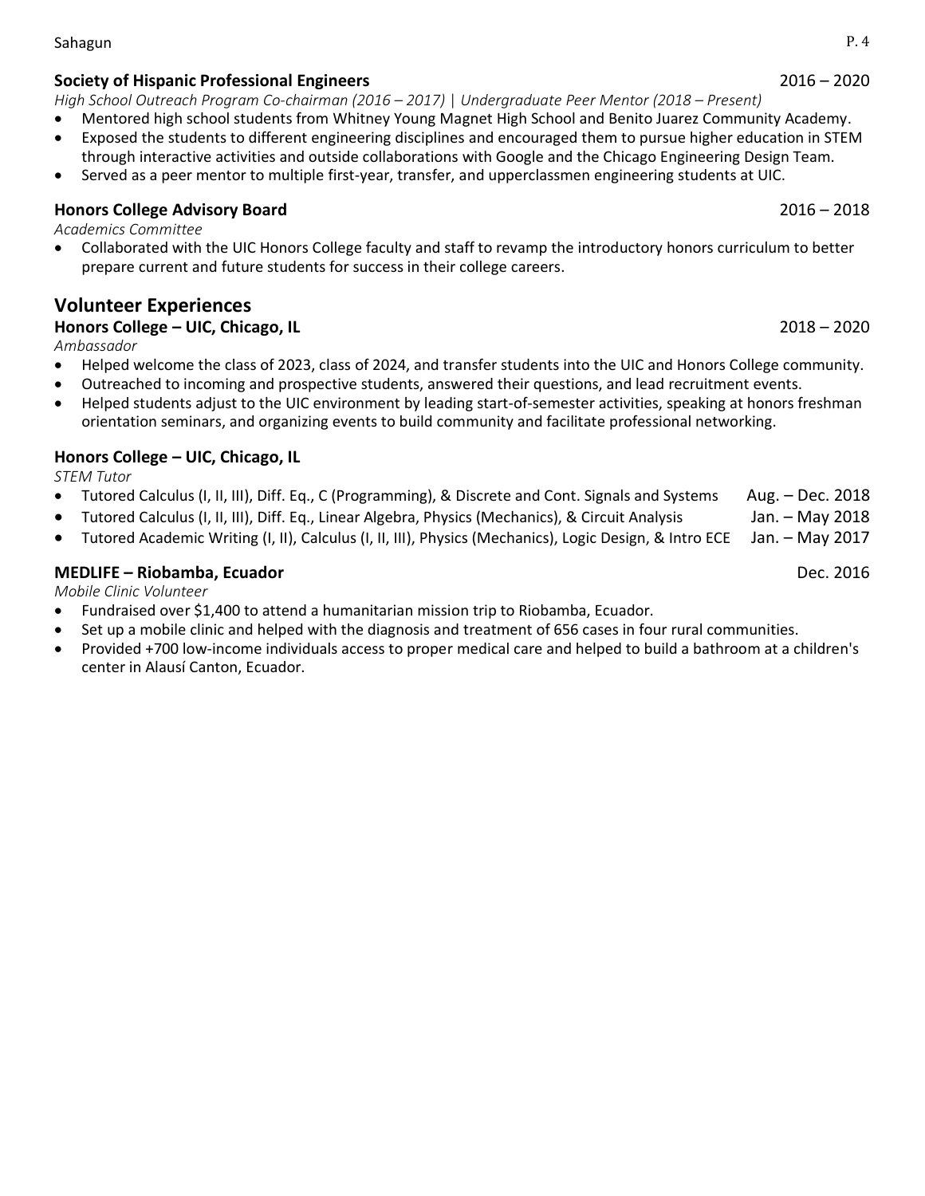**Society of Hispanic Professional Engineers** 2016 – 2020

*High School Outreach Program Co-chairman (2016 – 2017) | Undergraduate Peer Mentor (2018 – Present)*

- Mentored high school students from Whitney Young Magnet High School and Benito Juarez Community Academy.
- Exposed the students to different engineering disciplines and encouraged them to pursue higher education in STEM through interactive activities and outside collaborations with Google and the Chicago Engineering Design Team.
- Served as a peer mentor to multiple first-year, transfer, and upperclassmen engineering students at UIC.

**Honors College Advisory Board** 2016 – 2018

*Academics Committee*

- Collaborated with the UIC Honors College faculty and staff to revamp the introductory honors curriculum to better prepare current and future students for success in their college careers.

## Volunteer Experiences

**Honors College – UIC, Chicago, IL** 2018 – 2020

*Ambassador*

- Helped welcome the class of 2023, class of 2024, and transfer students into the UIC and Honors College community.
- Outreached to incoming and prospective students, answered their questions, and lead recruitment events.
- Helped students adjust to the UIC environment by leading start-of-semester activities, speaking at honors freshman orientation seminars, and organizing events to build community and facilitate professional networking.

**Honors College – UIC, Chicago, IL**

*STEM Tutor*

- Tutored Calculus (I, II, III), Diff. Eq., C (Programming), & Discrete and Cont. Signals and Systems — Aug. – Dec. 2018
- Tutored Calculus (I, II, III), Diff. Eq., Linear Algebra, Physics (Mechanics), & Circuit Analysis — Jan. – May 2018
- Tutored Academic Writing (I, II), Calculus (I, II, III), Physics (Mechanics), Logic Design, & Intro ECE — Jan. – May 2017

**MEDLIFE – Riobamba, Ecuador** Dec. 2016

*Mobile Clinic Volunteer*

- Fundraised over $1,400 to attend a humanitarian mission trip to Riobamba, Ecuador.
- Set up a mobile clinic and helped with the diagnosis and treatment of 656 cases in four rural communities.
- Provided +700 low-income individuals access to proper medical care and helped to build a bathroom at a children's center in Alausí Canton, Ecuador.